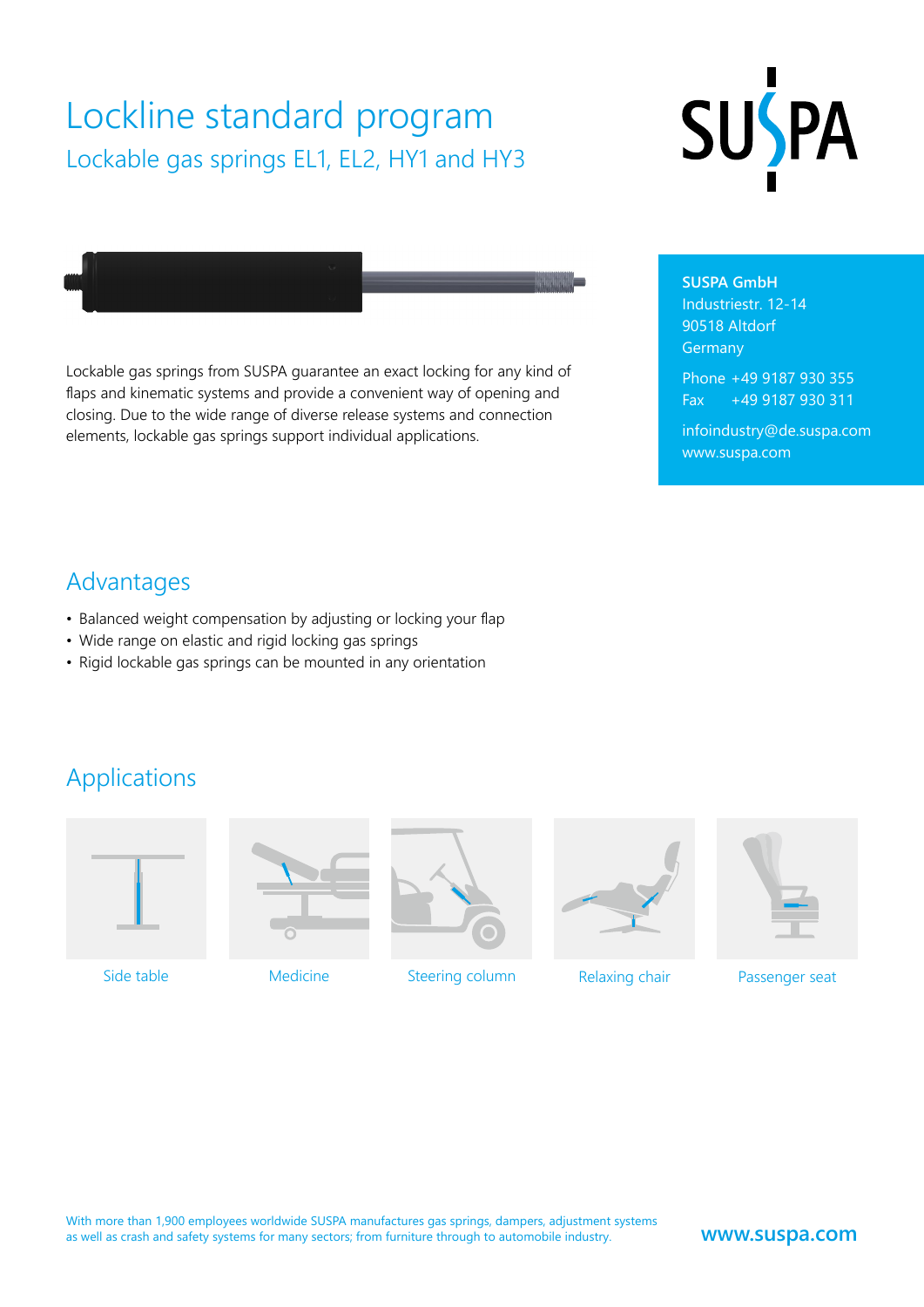# Lockline standard program

## Lockable gas springs EL1, EL2, HY1 and HY3

**SUSPA GmbH**
Industriestr. 12-14
90518 Altdorf
Germany

Phone +49 9187 930 355
Fax +49 9187 930 311

infoindustry@de.suspa.com
www.suspa.com

Lockable gas springs from SUSPA guarantee an exact locking for any kind of flaps and kinematic systems and provide a convenient way of opening and closing. Due to the wide range of diverse release systems and connection elements, lockable gas springs support individual applications.

## Advantages

- Balanced weight compensation by adjusting or locking your flap
- Wide range on elastic and rigid locking gas springs
- Rigid lockable gas springs can be mounted in any orientation

## Applications

Side table

Medicine

Steering column

Relaxing chair

Passenger seat

With more than 1,900 employees worldwide SUSPA manufactures gas springs, dampers, adjustment systems as well as crash and safety systems for many sectors; from furniture through to automobile industry.

www.suspa.com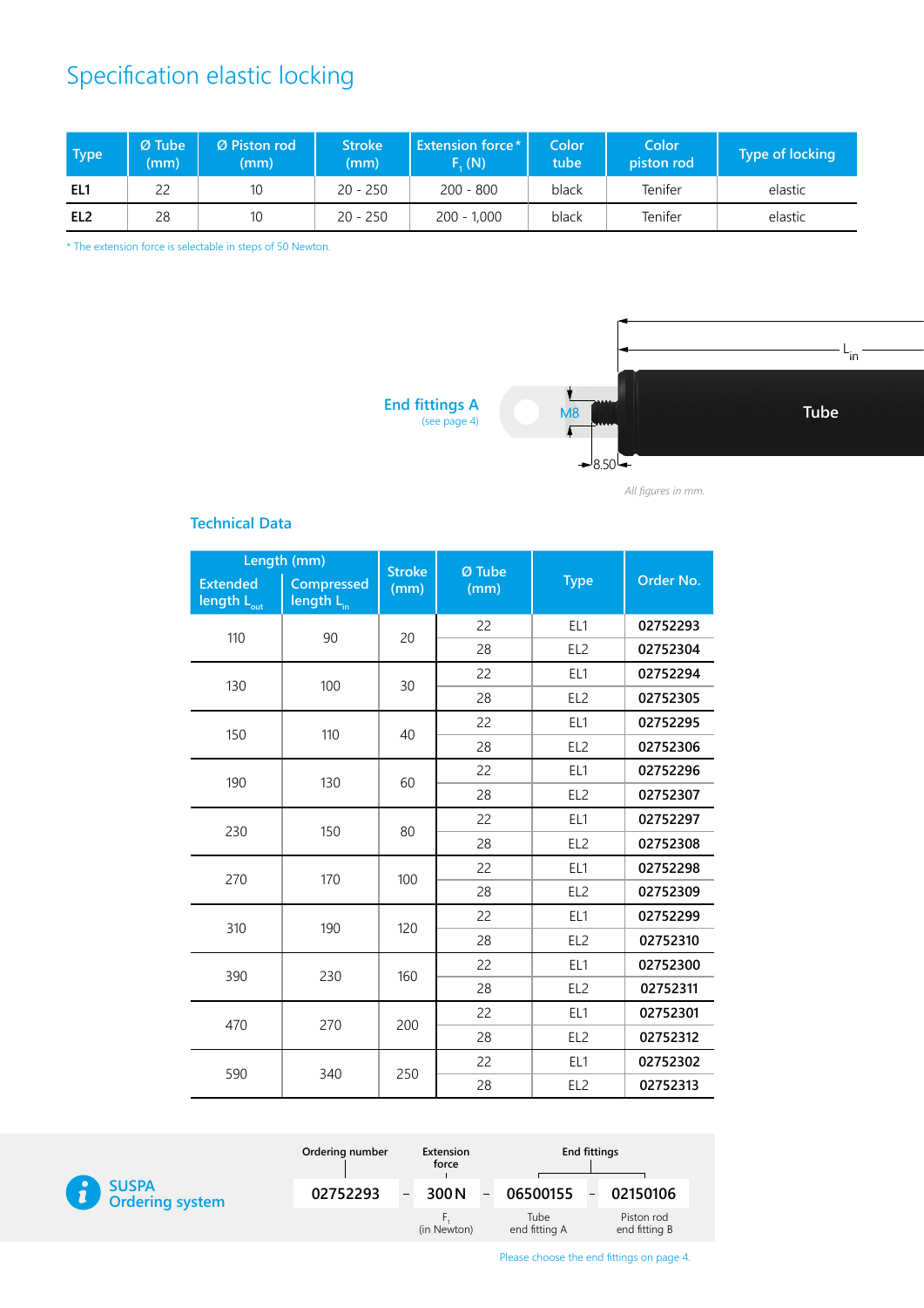# Specification elastic locking

| Type | Ø Tube (mm) | Ø Piston rod (mm) | Stroke (mm) | Extension force* $F_1$ (N) | Color tube | Color piston rod | Type of locking |
|---|---|---|---|---|---|---|---|
| **EL1** | 22 | 10 | 20 - 250 | 200 - 800 | black | Tenifer | elastic |
| **EL2** | 28 | 10 | 20 - 250 | 200 - 1,000 | black | Tenifer | elastic |

* The extension force is selectable in steps of 50 Newton.

End fittings A (see page 4)

M8

8.50

Tube

$L_{in}$

*All figures in mm.*

## Technical Data

| Length (mm) | | Stroke (mm) | Ø Tube (mm) | Type | Order No. |
|---|---|---|---|---|---|
| Extended length $L_{out}$ | Compressed length $L_{in}$ | | | | |
| 110 | 90 | 20 | 22 | EL1 | **02752293** |
| | | | 28 | EL2 | **02752304** |
| 130 | 100 | 30 | 22 | EL1 | **02752294** |
| | | | 28 | EL2 | **02752305** |
| 150 | 110 | 40 | 22 | EL1 | **02752295** |
| | | | 28 | EL2 | **02752306** |
| 190 | 130 | 60 | 22 | EL1 | **02752296** |
| | | | 28 | EL2 | **02752307** |
| 230 | 150 | 80 | 22 | EL1 | **02752297** |
| | | | 28 | EL2 | **02752308** |
| 270 | 170 | 100 | 22 | EL1 | **02752298** |
| | | | 28 | EL2 | **02752309** |
| 310 | 190 | 120 | 22 | EL1 | **02752299** |
| | | | 28 | EL2 | **02752310** |
| 390 | 230 | 160 | 22 | EL1 | **02752300** |
| | | | 28 | EL2 | **02752311** |
| 470 | 270 | 200 | 22 | EL1 | **02752301** |
| | | | 28 | EL2 | **02752312** |
| 590 | 340 | 250 | 22 | EL1 | **02752302** |
| | | | 28 | EL2 | **02752313** |

**SUSPA Ordering system**

| Ordering number | | Extension force | | End fittings | | |
|---|---|---|---|---|---|---|
| **02752293** | – | **300 N** | – | **06500155** | – | **02150106** |
| | | $F_1$ (in Newton) | | Tube end fitting A | | Piston rod end fitting B |

Please choose the end fittings on page 4.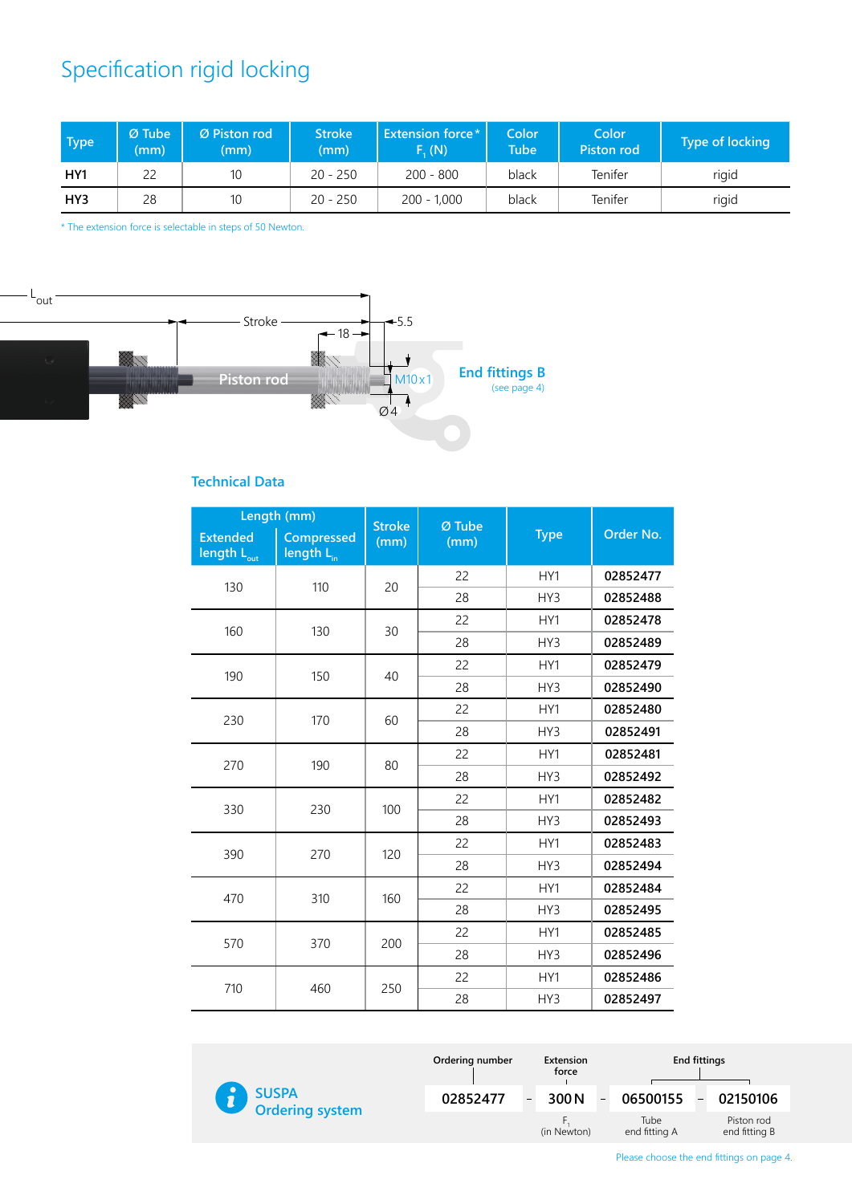# Specification rigid locking

| Type | Ø Tube (mm) | Ø Piston rod (mm) | Stroke (mm) | Extension force* $F_1$ (N) | Color Tube | Color Piston rod | Type of locking |
|---|---|---|---|---|---|---|---|
| **HY1** | 22 | 10 | 20 - 250 | 200 - 800 | black | Tenifer | rigid |
| **HY3** | 28 | 10 | 20 - 250 | 200 - 1,000 | black | Tenifer | rigid |

* The extension force is selectable in steps of 50 Newton.

$L_{out}$

Stroke

18

5.5

Piston rod

M10x1

Ø4

End fittings B
(see page 4)

## Technical Data

| Length (mm) | | Stroke (mm) | Ø Tube (mm) | Type | Order No. |
|---|---|---|---|---|---|
| Extended length $L_{out}$ | Compressed length $L_{in}$ | | | | |
| 130 | 110 | 20 | 22 | HY1 | **02852477** |
| | | | 28 | HY3 | **02852488** |
| 160 | 130 | 30 | 22 | HY1 | **02852478** |
| | | | 28 | HY3 | **02852489** |
| 190 | 150 | 40 | 22 | HY1 | **02852479** |
| | | | 28 | HY3 | **02852490** |
| 230 | 170 | 60 | 22 | HY1 | **02852480** |
| | | | 28 | HY3 | **02852491** |
| 270 | 190 | 80 | 22 | HY1 | **02852481** |
| | | | 28 | HY3 | **02852492** |
| 330 | 230 | 100 | 22 | HY1 | **02852482** |
| | | | 28 | HY3 | **02852493** |
| 390 | 270 | 120 | 22 | HY1 | **02852483** |
| | | | 28 | HY3 | **02852494** |
| 470 | 310 | 160 | 22 | HY1 | **02852484** |
| | | | 28 | HY3 | **02852495** |
| 570 | 370 | 200 | 22 | HY1 | **02852485** |
| | | | 28 | HY3 | **02852496** |
| 710 | 460 | 250 | 22 | HY1 | **02852486** |
| | | | 28 | HY3 | **02852497** |

**SUSPA Ordering system**

| Ordering number | | Extension force | | End fittings | | |
|---|---|---|---|---|---|---|
| **02852477** | – | **300 N** | – | **06500155** | – | **02150106** |
| | | $F_1$ (in Newton) | | Tube end fitting A | | Piston rod end fitting B |

Please choose the end fittings on page 4.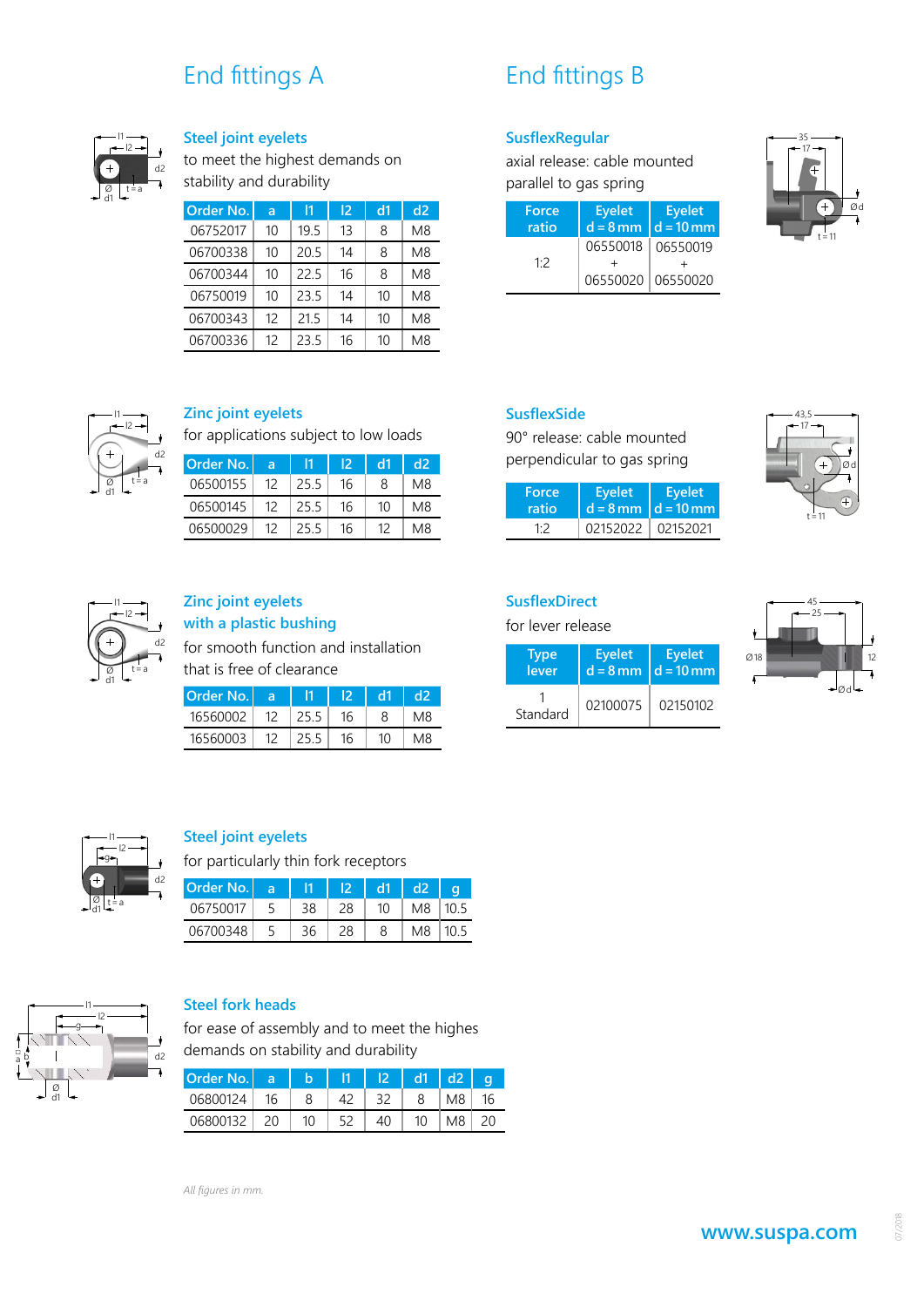# End fittings A

### Steel joint eyelets

to meet the highest demands on stability and durability

| Order No. | a | l1 | l2 | d1 | d2 |
|---|---|---|---|---|---|
| 06752017 | 10 | 19.5 | 13 | 8 | M8 |
| 06700338 | 10 | 20.5 | 14 | 8 | M8 |
| 06700344 | 10 | 22.5 | 16 | 8 | M8 |
| 06750019 | 10 | 23.5 | 14 | 10 | M8 |
| 06700343 | 12 | 21.5 | 14 | 10 | M8 |
| 06700336 | 12 | 23.5 | 16 | 10 | M8 |

### Zinc joint eyelets

for applications subject to low loads

| Order No. | a | l1 | l2 | d1 | d2 |
|---|---|---|---|---|---|
| 06500155 | 12 | 25.5 | 16 | 8 | M8 |
| 06500145 | 12 | 25.5 | 16 | 10 | M8 |
| 06500029 | 12 | 25.5 | 16 | 12 | M8 |

### Zinc joint eyelets with a plastic bushing

for smooth function and installation that is free of clearance

| Order No. | a | l1 | l2 | d1 | d2 |
|---|---|---|---|---|---|
| 16560002 | 12 | 25.5 | 16 | 8 | M8 |
| 16560003 | 12 | 25.5 | 16 | 10 | M8 |

### Steel joint eyelets

for particularly thin fork receptors

| Order No. | a | l1 | l2 | d1 | d2 | g |
|---|---|---|---|---|---|---|
| 06750017 | 5 | 38 | 28 | 10 | M8 | 10.5 |
| 06700348 | 5 | 36 | 28 | 8 | M8 | 10.5 |

### Steel fork heads

for ease of assembly and to meet the highes demands on stability and durability

| Order No. | a | b | l1 | l2 | d1 | d2 | g |
|---|---|---|---|---|---|---|---|
| 06800124 | 16 | 8 | 42 | 32 | 8 | M8 | 16 |
| 06800132 | 20 | 10 | 52 | 40 | 10 | M8 | 20 |

# End fittings B

### SusflexRegular

axial release: cable mounted parallel to gas spring

| Force ratio | Eyelet d = 8 mm | Eyelet d = 10 mm |
|---|---|---|
| 1:2 | 06550018 + 06550020 | 06550019 + 06550020 |

### SusflexSide

90° release: cable mounted perpendicular to gas spring

| Force ratio | Eyelet d = 8 mm | Eyelet d = 10 mm |
|---|---|---|
| 1:2 | 02152022 | 02152021 |

### SusflexDirect

for lever release

| Type lever | Eyelet d = 8 mm | Eyelet d = 10 mm |
|---|---|---|
| 1 Standard | 02100075 | 02150102 |

*All figures in mm.*

**www.suspa.com**